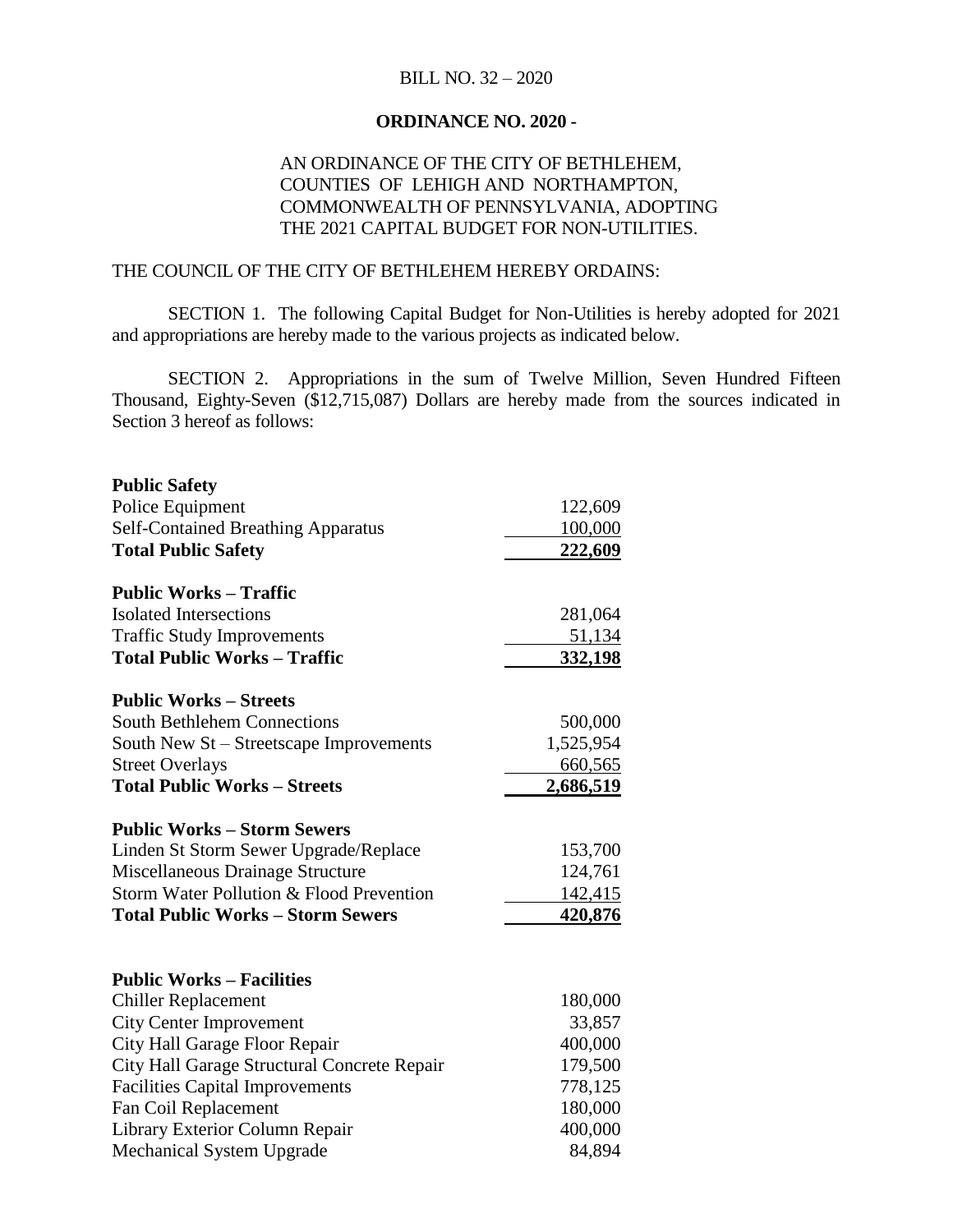BILL NO. 32 – 2020

**ORDINANCE NO. 2020 -**

AN ORDINANCE OF THE CITY OF BETHLEHEM, COUNTIES OF LEHIGH AND NORTHAMPTON, COMMONWEALTH OF PENNSYLVANIA, ADOPTING THE 2021 CAPITAL BUDGET FOR NON-UTILITIES.

THE COUNCIL OF THE CITY OF BETHLEHEM HEREBY ORDAINS:

SECTION 1. The following Capital Budget for Non-Utilities is hereby adopted for 2021 and appropriations are hereby made to the various projects as indicated below.

SECTION 2. Appropriations in the sum of Twelve Million, Seven Hundred Fifteen Thousand, Eighty-Seven ($12,715,087) Dollars are hereby made from the sources indicated in Section 3 hereof as follows:

| | |
|---|---:|
| **Public Safety** | |
| Police Equipment | 122,609 |
| Self-Contained Breathing Apparatus | 100,000 |
| **Total Public Safety** | **222,609** |
| | |
| **Public Works – Traffic** | |
| Isolated Intersections | 281,064 |
| Traffic Study Improvements | 51,134 |
| **Total Public Works – Traffic** | **332,198** |
| | |
| **Public Works – Streets** | |
| South Bethlehem Connections | 500,000 |
| South New St – Streetscape Improvements | 1,525,954 |
| Street Overlays | 660,565 |
| **Total Public Works – Streets** | **2,686,519** |
| | |
| **Public Works – Storm Sewers** | |
| Linden St Storm Sewer Upgrade/Replace | 153,700 |
| Miscellaneous Drainage Structure | 124,761 |
| Storm Water Pollution & Flood Prevention | 142,415 |
| **Total Public Works – Storm Sewers** | **420,876** |
| | |
| **Public Works – Facilities** | |
| Chiller Replacement | 180,000 |
| City Center Improvement | 33,857 |
| City Hall Garage Floor Repair | 400,000 |
| City Hall Garage Structural Concrete Repair | 179,500 |
| Facilities Capital Improvements | 778,125 |
| Fan Coil Replacement | 180,000 |
| Library Exterior Column Repair | 400,000 |
| Mechanical System Upgrade | 84,894 |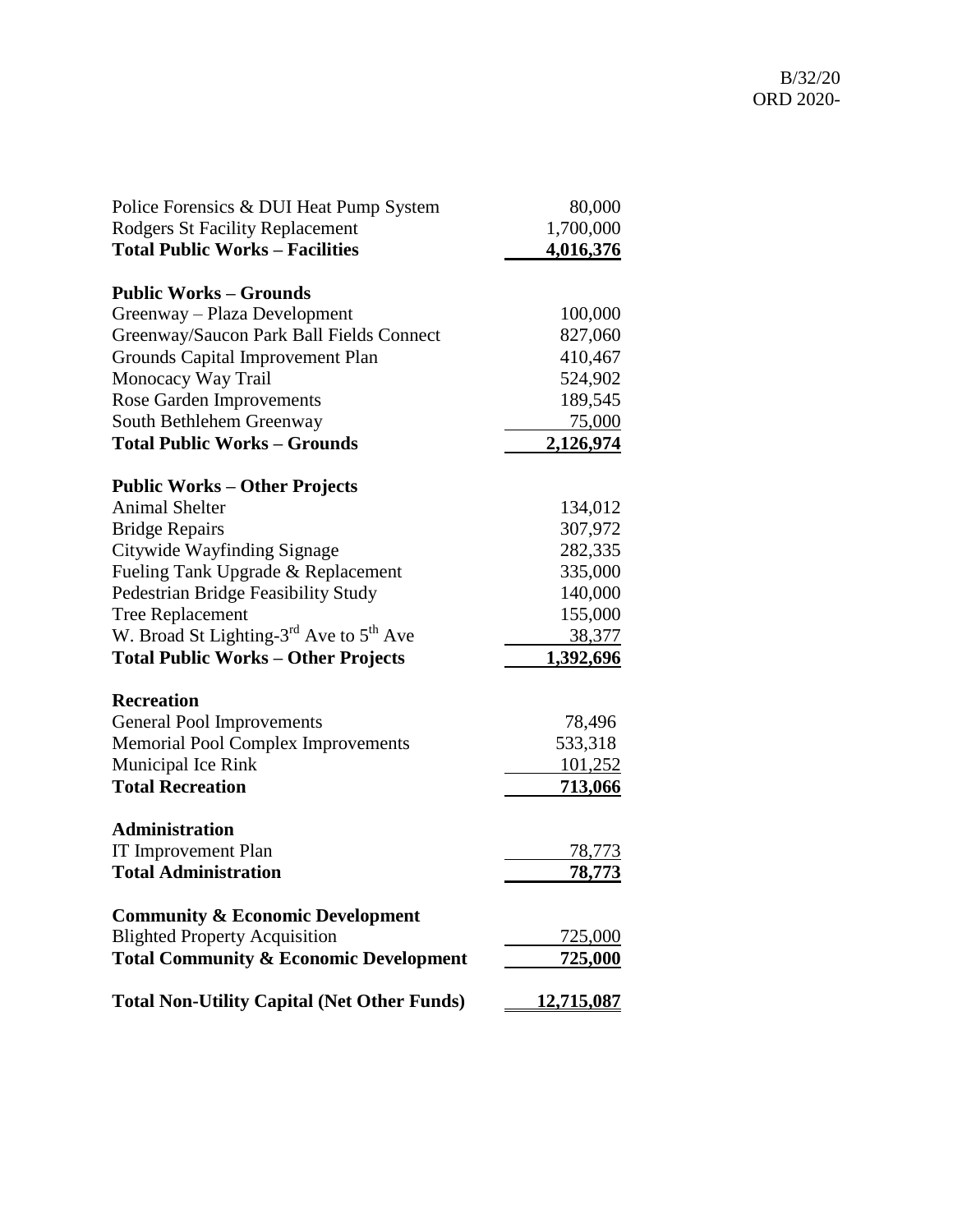B/32/20
ORD 2020-

| | |
|---|---|
| Police Forensics & DUI Heat Pump System | 80,000 |
| Rodgers St Facility Replacement | 1,700,000 |
| **Total Public Works – Facilities** | **4,016,376** |
| | |
| **Public Works – Grounds** | |
| Greenway – Plaza Development | 100,000 |
| Greenway/Saucon Park Ball Fields Connect | 827,060 |
| Grounds Capital Improvement Plan | 410,467 |
| Monocacy Way Trail | 524,902 |
| Rose Garden Improvements | 189,545 |
| South Bethlehem Greenway | 75,000 |
| **Total Public Works – Grounds** | **2,126,974** |
| | |
| **Public Works – Other Projects** | |
| Animal Shelter | 134,012 |
| Bridge Repairs | 307,972 |
| Citywide Wayfinding Signage | 282,335 |
| Fueling Tank Upgrade & Replacement | 335,000 |
| Pedestrian Bridge Feasibility Study | 140,000 |
| Tree Replacement | 155,000 |
| W. Broad St Lighting-3rd Ave to 5th Ave | 38,377 |
| **Total Public Works – Other Projects** | **1,392,696** |
| | |
| **Recreation** | |
| General Pool Improvements | 78,496 |
| Memorial Pool Complex Improvements | 533,318 |
| Municipal Ice Rink | 101,252 |
| **Total Recreation** | **713,066** |
| | |
| **Administration** | |
| IT Improvement Plan | 78,773 |
| **Total Administration** | **78,773** |
| | |
| **Community & Economic Development** | |
| Blighted Property Acquisition | 725,000 |
| **Total Community & Economic Development** | **725,000** |
| | |
| **Total Non-Utility Capital (Net Other Funds)** | **12,715,087** |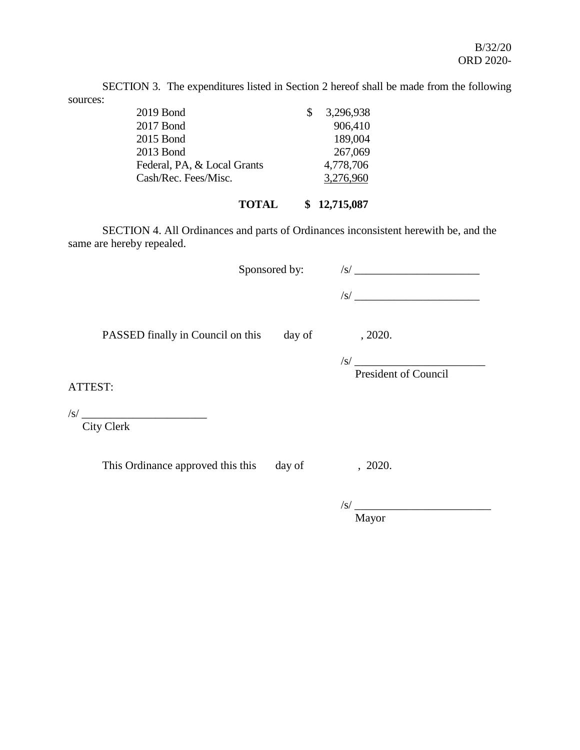B/32/20
ORD 2020-

SECTION 3. The expenditures listed in Section 2 hereof shall be made from the following sources:

| | |
|---|---|
| 2019 Bond | $ 3,296,938 |
| 2017 Bond | 906,410 |
| 2015 Bond | 189,004 |
| 2013 Bond | 267,069 |
| Federal, PA, & Local Grants | 4,778,706 |
| Cash/Rec. Fees/Misc. | 3,276,960 |
| **TOTAL** | **$ 12,715,087** |

SECTION 4. All Ordinances and parts of Ordinances inconsistent herewith be, and the same are hereby repealed.

Sponsored by: /s/ ______________________

/s/ ______________________

PASSED finally in Council on this day of , 2020.

/s/ ______________________
President of Council

ATTEST:

/s/ ______________________
City Clerk

This Ordinance approved this this day of , 2020.

/s/ ______________________
Mayor